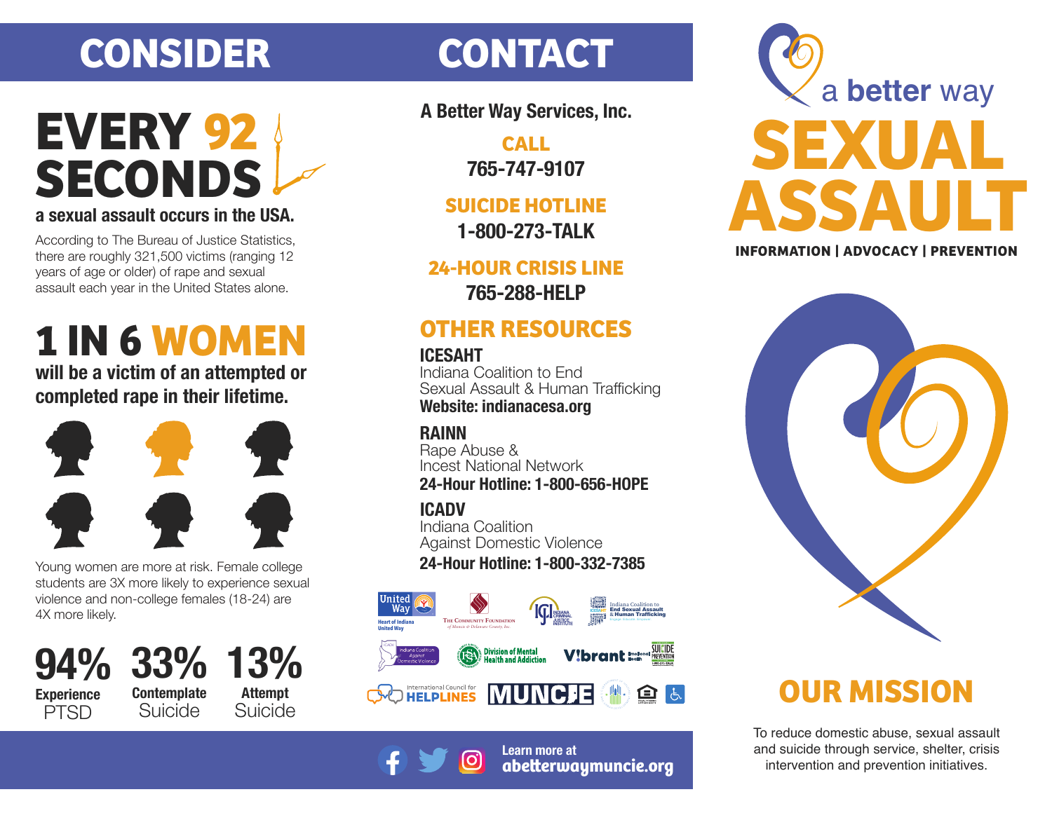# CONSIDER

## EVERY 92 SECONDS

**a sexual assault occurs in the USA.**

According to The Bureau of Justice Statistics, there are roughly 321,500 victims (ranging 12 years of age or older) of rape and sexual assault each year in the United States alone.

## 1 IN 6 WOMEN

**will be a victim of an attempted or completed rape in their lifetime.**

Young women are more at risk. Female college students are 3X more likely to experience sexual violence and non-college females (18-24) are 4X more likely.

**94%** **Experience** PTSD

**33%** **Contemplate** Suicide

**13%** **Attempt** Suicide

# CONTACT

**A Better Way Services, Inc.**

**CALL**
**765-747-9107**

**SUICIDE HOTLINE**
**1-800-273-TALK**

**24-HOUR CRISIS LINE**
**765-288-HELP**

## OTHER RESOURCES

**ICESAHT**
Indiana Coalition to End Sexual Assault & Human Trafficking
**Website: indianacesa.org**

**RAINN**
Rape Abuse & Incest National Network
**24-Hour Hotline: 1-800-656-HOPE**

**ICADV**
Indiana Coalition Against Domestic Violence
**24-Hour Hotline: 1-800-332-7385**

United Way – Heart of Indiana United Way | The Community Foundation of Muncie & Delaware County, Inc. | Indiana Criminal Justice Institute | Indiana Coalition to End Sexual Assault & Human Trafficking | Indiana Coalition Against Domestic Violence | Division of Mental Health and Addiction | V!brant Emotional Health | Suicide Prevention 1-800-273-TALK | International Council for Helplines | Muncie

**Learn more at**
**abetterwaymuncie.org**

a better way

# SEXUAL ASSAULT

**INFORMATION | ADVOCACY | PREVENTION**

## OUR MISSION

To reduce domestic abuse, sexual assault and suicide through service, shelter, crisis intervention and prevention initiatives.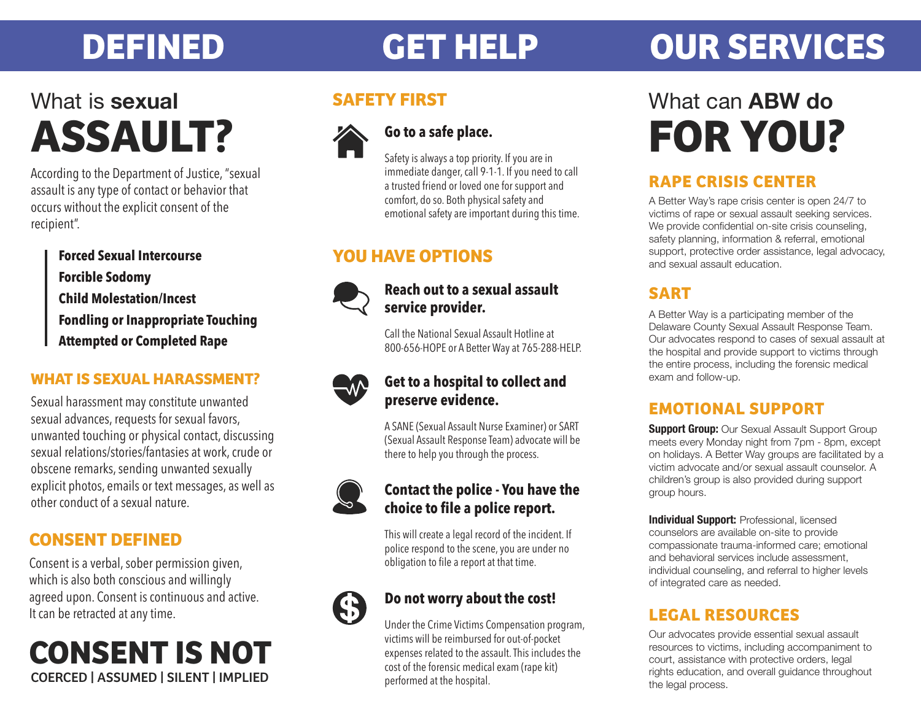# DEFINED

## What is sexual ASSAULT?

According to the Department of Justice, "sexual assault is any type of contact or behavior that occurs without the explicit consent of the recipient".

**Forced Sexual Intercourse**
**Forcible Sodomy**
**Child Molestation/Incest**
**Fondling or Inappropriate Touching**
**Attempted or Completed Rape**

### WHAT IS SEXUAL HARASSMENT?

Sexual harassment may constitute unwanted sexual advances, requests for sexual favors, unwanted touching or physical contact, discussing sexual relations/stories/fantasies at work, crude or obscene remarks, sending unwanted sexually explicit photos, emails or text messages, as well as other conduct of a sexual nature.

### CONSENT DEFINED

Consent is a verbal, sober permission given, which is also both conscious and willingly agreed upon. Consent is continuous and active. It can be retracted at any time.

## CONSENT IS NOT

COERCED | ASSUMED | SILENT | IMPLIED

# GET HELP

### SAFETY FIRST

**Go to a safe place.**

Safety is always a top priority. If you are in immediate danger, call 9-1-1. If you need to call a trusted friend or loved one for support and comfort, do so. Both physical safety and emotional safety are important during this time.

### YOU HAVE OPTIONS

**Reach out to a sexual assault service provider.**

Call the National Sexual Assault Hotline at 800-656-HOPE or A Better Way at 765-288-HELP.

**Get to a hospital to collect and preserve evidence.**

A SANE (Sexual Assault Nurse Examiner) or SART (Sexual Assault Response Team) advocate will be there to help you through the process.

**Contact the police - You have the choice to file a police report.**

This will create a legal record of the incident. If police respond to the scene, you are under no obligation to file a report at that time.

**Do not worry about the cost!**

Under the Crime Victims Compensation program, victims will be reimbursed for out-of-pocket expenses related to the assault. This includes the cost of the forensic medical exam (rape kit) performed at the hospital.

# OUR SERVICES

## What can ABW do FOR YOU?

### RAPE CRISIS CENTER

A Better Way's rape crisis center is open 24/7 to victims of rape or sexual assault seeking services. We provide confidential on-site crisis counseling, safety planning, information & referral, emotional support, protective order assistance, legal advocacy, and sexual assault education.

### SART

A Better Way is a participating member of the Delaware County Sexual Assault Response Team. Our advocates respond to cases of sexual assault at the hospital and provide support to victims through the entire process, including the forensic medical exam and follow-up.

### EMOTIONAL SUPPORT

**Support Group:** Our Sexual Assault Support Group meets every Monday night from 7pm - 8pm, except on holidays. A Better Way groups are facilitated by a victim advocate and/or sexual assault counselor. A children's group is also provided during support group hours.

**Individual Support:** Professional, licensed counselors are available on-site to provide compassionate trauma-informed care; emotional and behavioral services include assessment, individual counseling, and referral to higher levels of integrated care as needed.

### LEGAL RESOURCES

Our advocates provide essential sexual assault resources to victims, including accompaniment to court, assistance with protective orders, legal rights education, and overall guidance throughout the legal process.